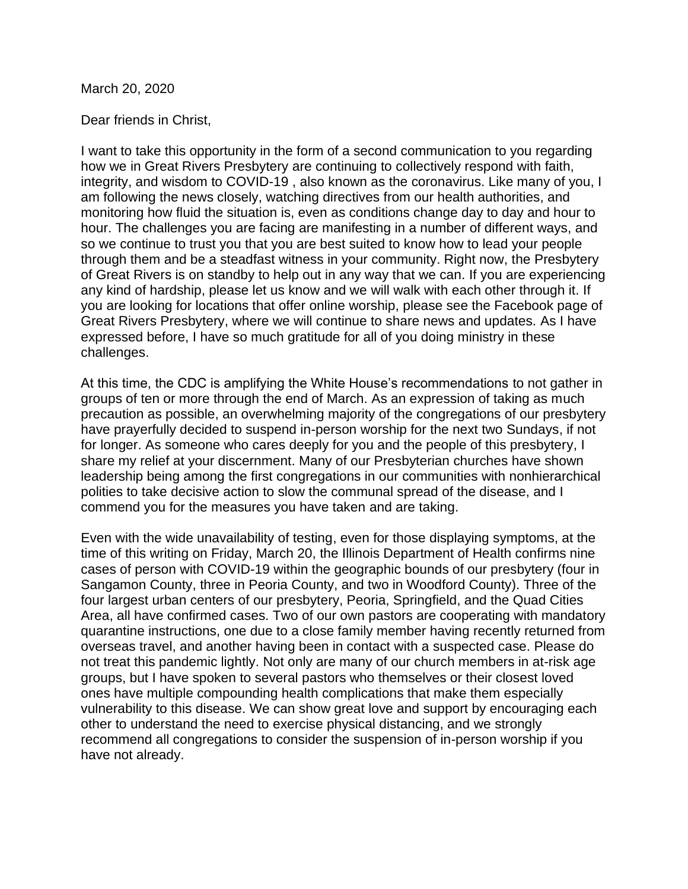March 20, 2020

Dear friends in Christ,

I want to take this opportunity in the form of a second communication to you regarding how we in Great Rivers Presbytery are continuing to collectively respond with faith, integrity, and wisdom to COVID-19 , also known as the coronavirus. Like many of you, I am following the news closely, watching directives from our health authorities, and monitoring how fluid the situation is, even as conditions change day to day and hour to hour. The challenges you are facing are manifesting in a number of different ways, and so we continue to trust you that you are best suited to know how to lead your people through them and be a steadfast witness in your community. Right now, the Presbytery of Great Rivers is on standby to help out in any way that we can. If you are experiencing any kind of hardship, please let us know and we will walk with each other through it. If you are looking for locations that offer online worship, please see the Facebook page of Great Rivers Presbytery, where we will continue to share news and updates. As I have expressed before, I have so much gratitude for all of you doing ministry in these challenges.

At this time, the CDC is amplifying the White House's recommendations to not gather in groups of ten or more through the end of March. As an expression of taking as much precaution as possible, an overwhelming majority of the congregations of our presbytery have prayerfully decided to suspend in-person worship for the next two Sundays, if not for longer. As someone who cares deeply for you and the people of this presbytery, I share my relief at your discernment. Many of our Presbyterian churches have shown leadership being among the first congregations in our communities with nonhierarchical polities to take decisive action to slow the communal spread of the disease, and I commend you for the measures you have taken and are taking.

Even with the wide unavailability of testing, even for those displaying symptoms, at the time of this writing on Friday, March 20, the Illinois Department of Health confirms nine cases of person with COVID-19 within the geographic bounds of our presbytery (four in Sangamon County, three in Peoria County, and two in Woodford County). Three of the four largest urban centers of our presbytery, Peoria, Springfield, and the Quad Cities Area, all have confirmed cases. Two of our own pastors are cooperating with mandatory quarantine instructions, one due to a close family member having recently returned from overseas travel, and another having been in contact with a suspected case. Please do not treat this pandemic lightly. Not only are many of our church members in at-risk age groups, but I have spoken to several pastors who themselves or their closest loved ones have multiple compounding health complications that make them especially vulnerability to this disease. We can show great love and support by encouraging each other to understand the need to exercise physical distancing, and we strongly recommend all congregations to consider the suspension of in-person worship if you have not already.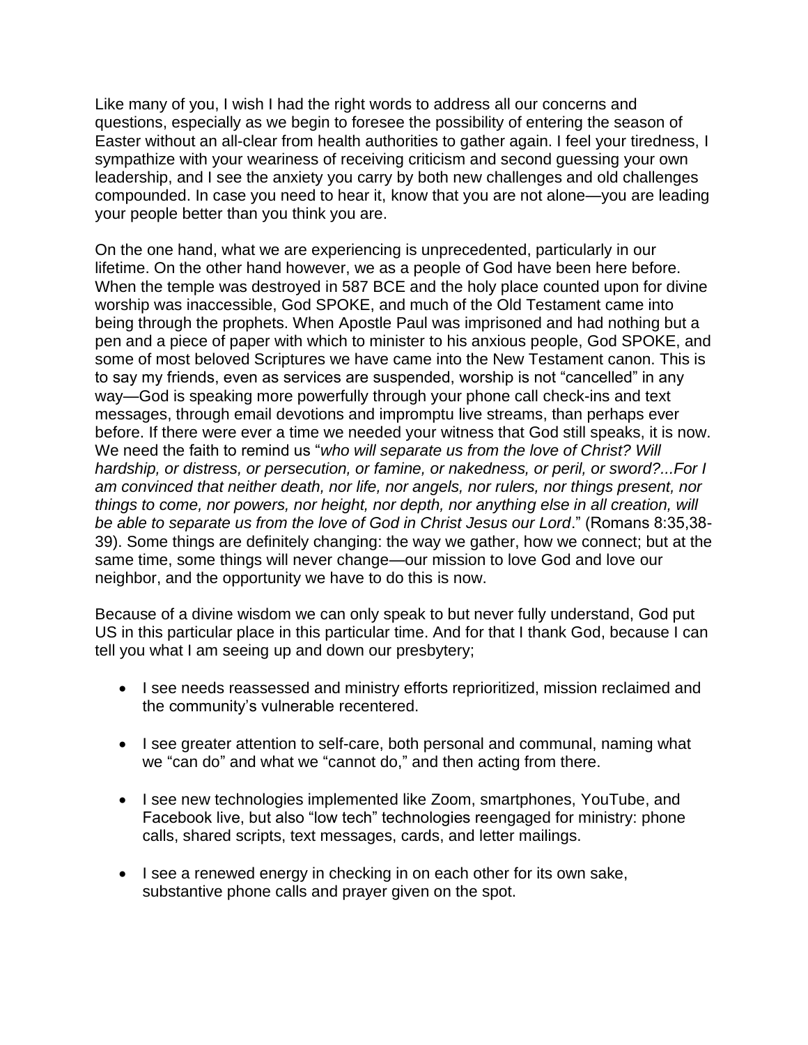Like many of you, I wish I had the right words to address all our concerns and questions, especially as we begin to foresee the possibility of entering the season of Easter without an all-clear from health authorities to gather again. I feel your tiredness, I sympathize with your weariness of receiving criticism and second guessing your own leadership, and I see the anxiety you carry by both new challenges and old challenges compounded. In case you need to hear it, know that you are not alone—you are leading your people better than you think you are.

On the one hand, what we are experiencing is unprecedented, particularly in our lifetime. On the other hand however, we as a people of God have been here before. When the temple was destroyed in 587 BCE and the holy place counted upon for divine worship was inaccessible, God SPOKE, and much of the Old Testament came into being through the prophets. When Apostle Paul was imprisoned and had nothing but a pen and a piece of paper with which to minister to his anxious people, God SPOKE, and some of most beloved Scriptures we have came into the New Testament canon. This is to say my friends, even as services are suspended, worship is not "cancelled" in any way—God is speaking more powerfully through your phone call check-ins and text messages, through email devotions and impromptu live streams, than perhaps ever before. If there were ever a time we needed your witness that God still speaks, it is now. We need the faith to remind us "*who will separate us from the love of Christ? Will hardship, or distress, or persecution, or famine, or nakedness, or peril, or sword?...For I am convinced that neither death, nor life, nor angels, nor rulers, nor things present, nor things to come, nor powers, nor height, nor depth, nor anything else in all creation, will be able to separate us from the love of God in Christ Jesus our Lord*." (Romans 8:35,38-39). Some things are definitely changing: the way we gather, how we connect; but at the same time, some things will never change—our mission to love God and love our neighbor, and the opportunity we have to do this is now.

Because of a divine wisdom we can only speak to but never fully understand, God put US in this particular place in this particular time. And for that I thank God, because I can tell you what I am seeing up and down our presbytery;

- I see needs reassessed and ministry efforts reprioritized, mission reclaimed and the community's vulnerable recentered.
- I see greater attention to self-care, both personal and communal, naming what we "can do" and what we "cannot do," and then acting from there.
- I see new technologies implemented like Zoom, smartphones, YouTube, and Facebook live, but also "low tech" technologies reengaged for ministry: phone calls, shared scripts, text messages, cards, and letter mailings.
- I see a renewed energy in checking in on each other for its own sake, substantive phone calls and prayer given on the spot.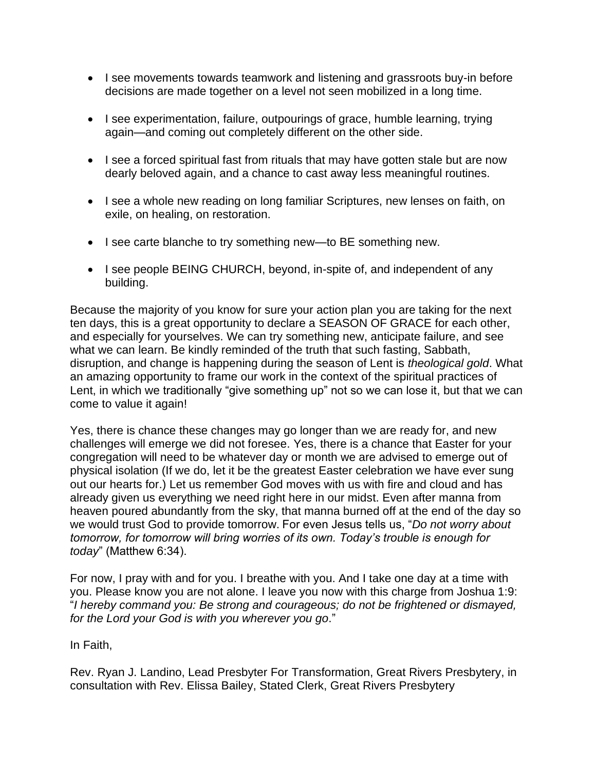- I see movements towards teamwork and listening and grassroots buy-in before decisions are made together on a level not seen mobilized in a long time.

- I see experimentation, failure, outpourings of grace, humble learning, trying again—and coming out completely different on the other side.

- I see a forced spiritual fast from rituals that may have gotten stale but are now dearly beloved again, and a chance to cast away less meaningful routines.

- I see a whole new reading on long familiar Scriptures, new lenses on faith, on exile, on healing, on restoration.

- I see carte blanche to try something new—to BE something new.

- I see people BEING CHURCH, beyond, in-spite of, and independent of any building.

Because the majority of you know for sure your action plan you are taking for the next ten days, this is a great opportunity to declare a SEASON OF GRACE for each other, and especially for yourselves. We can try something new, anticipate failure, and see what we can learn. Be kindly reminded of the truth that such fasting, Sabbath, disruption, and change is happening during the season of Lent is *theological gold*. What an amazing opportunity to frame our work in the context of the spiritual practices of Lent, in which we traditionally "give something up" not so we can lose it, but that we can come to value it again!

Yes, there is chance these changes may go longer than we are ready for, and new challenges will emerge we did not foresee. Yes, there is a chance that Easter for your congregation will need to be whatever day or month we are advised to emerge out of physical isolation (If we do, let it be the greatest Easter celebration we have ever sung out our hearts for.) Let us remember God moves with us with fire and cloud and has already given us everything we need right here in our midst. Even after manna from heaven poured abundantly from the sky, that manna burned off at the end of the day so we would trust God to provide tomorrow. For even Jesus tells us, "*Do not worry about tomorrow, for tomorrow will bring worries of its own. Today's trouble is enough for today*" (Matthew 6:34).

For now, I pray with and for you. I breathe with you. And I take one day at a time with you. Please know you are not alone. I leave you now with this charge from Joshua 1:9: "*I hereby command you: Be strong and courageous; do not be frightened or dismayed, for the Lord your God is with you wherever you go*."

In Faith,

Rev. Ryan J. Landino, Lead Presbyter For Transformation, Great Rivers Presbytery, in consultation with Rev. Elissa Bailey, Stated Clerk, Great Rivers Presbytery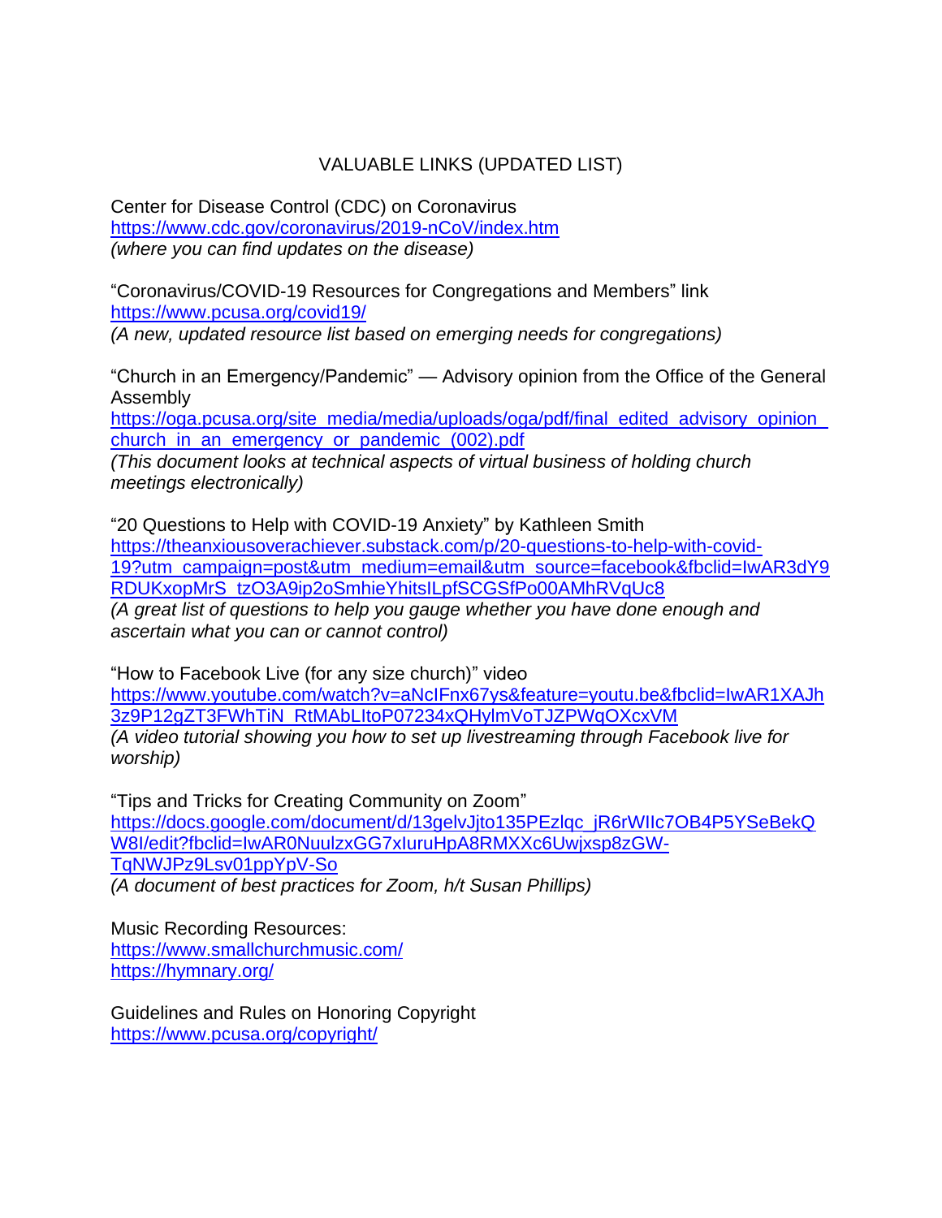# VALUABLE LINKS (UPDATED LIST)

Center for Disease Control (CDC) on Coronavirus
https://www.cdc.gov/coronavirus/2019-nCoV/index.htm
*(where you can find updates on the disease)*

"Coronavirus/COVID-19 Resources for Congregations and Members" link
https://www.pcusa.org/covid19/
*(A new, updated resource list based on emerging needs for congregations)*

"Church in an Emergency/Pandemic" — Advisory opinion from the Office of the General Assembly
https://oga.pcusa.org/site_media/media/uploads/oga/pdf/final_edited_advisory_opinion_church_in_an_emergency_or_pandemic_(002).pdf
*(This document looks at technical aspects of virtual business of holding church meetings electronically)*

"20 Questions to Help with COVID-19 Anxiety" by Kathleen Smith
https://theanxiousoverachiever.substack.com/p/20-questions-to-help-with-covid-19?utm_campaign=post&utm_medium=email&utm_source=facebook&fbclid=IwAR3dY9RDUKxopMrS_tzO3A9ip2oSmhieYhitsILpfSCGSfPo00AMhRVqUc8
*(A great list of questions to help you gauge whether you have done enough and ascertain what you can or cannot control)*

"How to Facebook Live (for any size church)" video
https://www.youtube.com/watch?v=aNcIFnx67ys&feature=youtu.be&fbclid=IwAR1XAJh3z9P12gZT3FWhTiN_RtMAbLItoP07234xQHylmVoTJZPWqOXcxVM
*(A video tutorial showing you how to set up livestreaming through Facebook live for worship)*

"Tips and Tricks for Creating Community on Zoom"
https://docs.google.com/document/d/13gelvJjto135PEzlqc_jR6rWIIc7OB4P5YSeBekQW8I/edit?fbclid=IwAR0NuulzxGG7xIuruHpA8RMXXc6Uwjxsp8zGW-TqNWJPz9Lsv01ppYpV-So
*(A document of best practices for Zoom, h/t Susan Phillips)*

Music Recording Resources:
https://www.smallchurchmusic.com/
https://hymnary.org/

Guidelines and Rules on Honoring Copyright
https://www.pcusa.org/copyright/